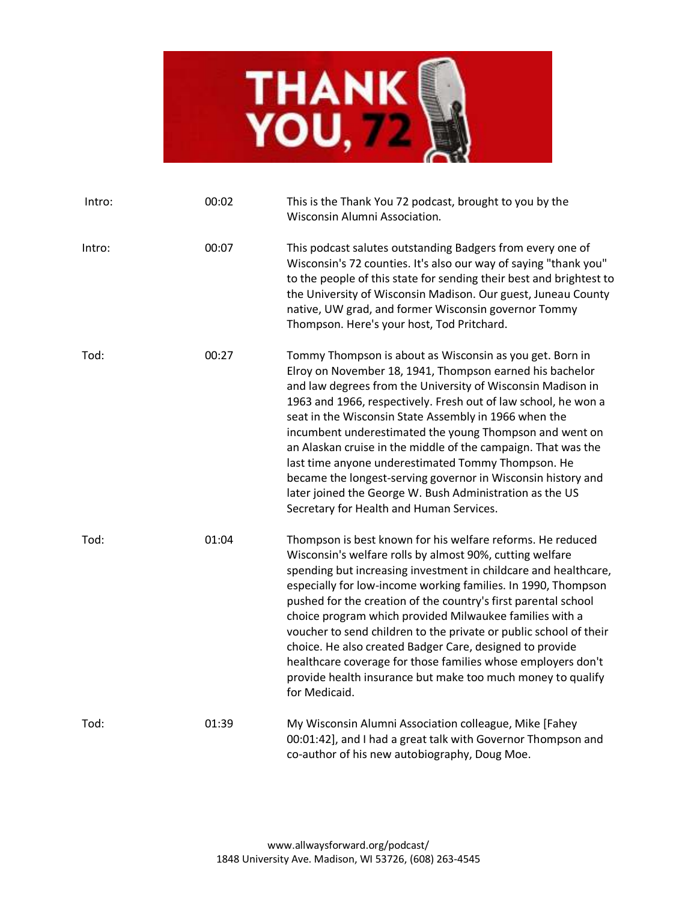# THANK YOU, 72

| | | |
|---|---|---|
| Intro: | 00:02 | This is the Thank You 72 podcast, brought to you by the Wisconsin Alumni Association. |
| Intro: | 00:07 | This podcast salutes outstanding Badgers from every one of Wisconsin's 72 counties. It's also our way of saying "thank you" to the people of this state for sending their best and brightest to the University of Wisconsin Madison. Our guest, Juneau County native, UW grad, and former Wisconsin governor Tommy Thompson. Here's your host, Tod Pritchard. |
| Tod: | 00:27 | Tommy Thompson is about as Wisconsin as you get. Born in Elroy on November 18, 1941, Thompson earned his bachelor and law degrees from the University of Wisconsin Madison in 1963 and 1966, respectively. Fresh out of law school, he won a seat in the Wisconsin State Assembly in 1966 when the incumbent underestimated the young Thompson and went on an Alaskan cruise in the middle of the campaign. That was the last time anyone underestimated Tommy Thompson. He became the longest-serving governor in Wisconsin history and later joined the George W. Bush Administration as the US Secretary for Health and Human Services. |
| Tod: | 01:04 | Thompson is best known for his welfare reforms. He reduced Wisconsin's welfare rolls by almost 90%, cutting welfare spending but increasing investment in childcare and healthcare, especially for low-income working families. In 1990, Thompson pushed for the creation of the country's first parental school choice program which provided Milwaukee families with a voucher to send children to the private or public school of their choice. He also created Badger Care, designed to provide healthcare coverage for those families whose employers don't provide health insurance but make too much money to qualify for Medicaid. |
| Tod: | 01:39 | My Wisconsin Alumni Association colleague, Mike [Fahey 00:01:42], and I had a great talk with Governor Thompson and co-author of his new autobiography, Doug Moe. |

www.allwaysforward.org/podcast/
1848 University Ave. Madison, WI 53726, (608) 263-4545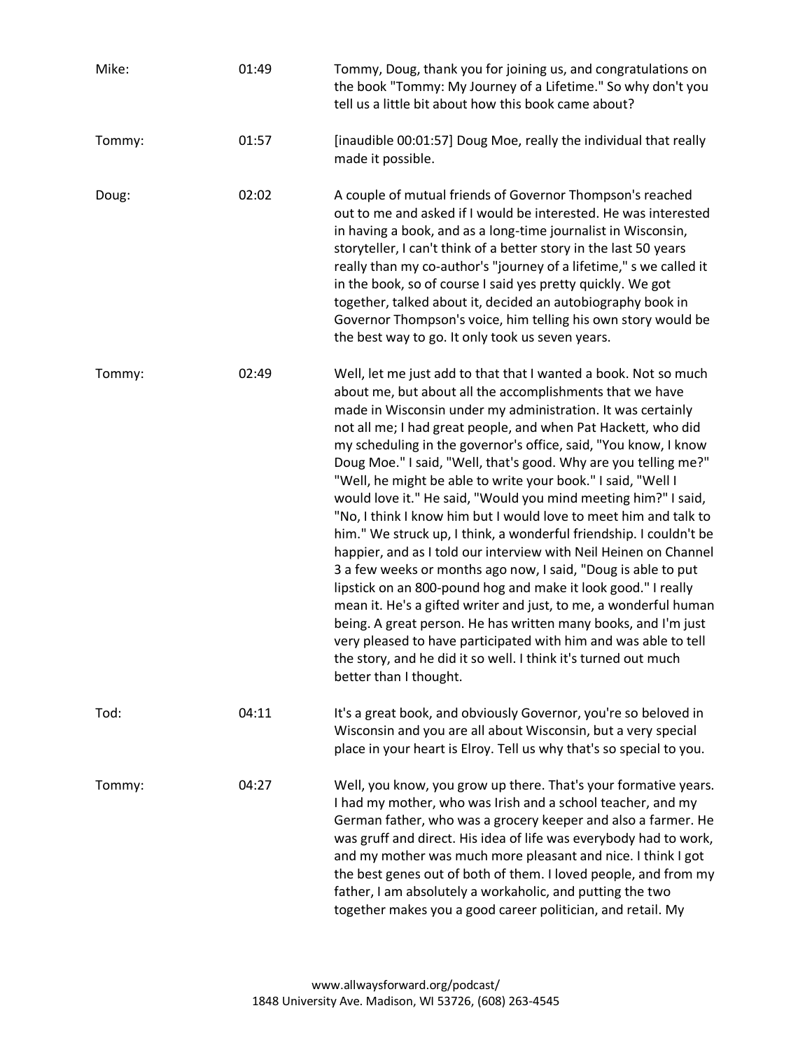| | | |
|---|---|---|
| Mike: | 01:49 | Tommy, Doug, thank you for joining us, and congratulations on the book "Tommy: My Journey of a Lifetime." So why don't you tell us a little bit about how this book came about? |
| Tommy: | 01:57 | [inaudible 00:01:57] Doug Moe, really the individual that really made it possible. |
| Doug: | 02:02 | A couple of mutual friends of Governor Thompson's reached out to me and asked if I would be interested. He was interested in having a book, and as a long-time journalist in Wisconsin, storyteller, I can't think of a better story in the last 50 years really than my co-author's "journey of a lifetime," s we called it in the book, so of course I said yes pretty quickly. We got together, talked about it, decided an autobiography book in Governor Thompson's voice, him telling his own story would be the best way to go. It only took us seven years. |
| Tommy: | 02:49 | Well, let me just add to that that I wanted a book. Not so much about me, but about all the accomplishments that we have made in Wisconsin under my administration. It was certainly not all me; I had great people, and when Pat Hackett, who did my scheduling in the governor's office, said, "You know, I know Doug Moe." I said, "Well, that's good. Why are you telling me?" "Well, he might be able to write your book." I said, "Well I would love it." He said, "Would you mind meeting him?" I said, "No, I think I know him but I would love to meet him and talk to him." We struck up, I think, a wonderful friendship. I couldn't be happier, and as I told our interview with Neil Heinen on Channel 3 a few weeks or months ago now, I said, "Doug is able to put lipstick on an 800-pound hog and make it look good." I really mean it. He's a gifted writer and just, to me, a wonderful human being. A great person. He has written many books, and I'm just very pleased to have participated with him and was able to tell the story, and he did it so well. I think it's turned out much better than I thought. |
| Tod: | 04:11 | It's a great book, and obviously Governor, you're so beloved in Wisconsin and you are all about Wisconsin, but a very special place in your heart is Elroy. Tell us why that's so special to you. |
| Tommy: | 04:27 | Well, you know, you grow up there. That's your formative years. I had my mother, who was Irish and a school teacher, and my German father, who was a grocery keeper and also a farmer. He was gruff and direct. His idea of life was everybody had to work, and my mother was much more pleasant and nice. I think I got the best genes out of both of them. I loved people, and from my father, I am absolutely a workaholic, and putting the two together makes you a good career politician, and retail. My |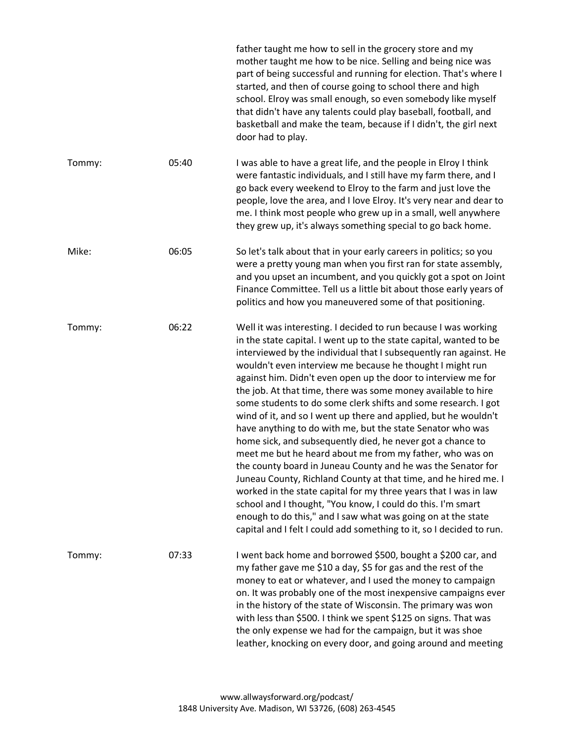father taught me how to sell in the grocery store and my mother taught me how to be nice. Selling and being nice was part of being successful and running for election. That's where I started, and then of course going to school there and high school. Elroy was small enough, so even somebody like myself that didn't have any talents could play baseball, football, and basketball and make the team, because if I didn't, the girl next door had to play.

| | | |
|---|---|---|
| Tommy: | 05:40 | I was able to have a great life, and the people in Elroy I think were fantastic individuals, and I still have my farm there, and I go back every weekend to Elroy to the farm and just love the people, love the area, and I love Elroy. It's very near and dear to me. I think most people who grew up in a small, well anywhere they grew up, it's always something special to go back home. |
| Mike: | 06:05 | So let's talk about that in your early careers in politics; so you were a pretty young man when you first ran for state assembly, and you upset an incumbent, and you quickly got a spot on Joint Finance Committee. Tell us a little bit about those early years of politics and how you maneuvered some of that positioning. |
| Tommy: | 06:22 | Well it was interesting. I decided to run because I was working in the state capital. I went up to the state capital, wanted to be interviewed by the individual that I subsequently ran against. He wouldn't even interview me because he thought I might run against him. Didn't even open up the door to interview me for the job. At that time, there was some money available to hire some students to do some clerk shifts and some research. I got wind of it, and so I went up there and applied, but he wouldn't have anything to do with me, but the state Senator who was home sick, and subsequently died, he never got a chance to meet me but he heard about me from my father, who was on the county board in Juneau County and he was the Senator for Juneau County, Richland County at that time, and he hired me. I worked in the state capital for my three years that I was in law school and I thought, "You know, I could do this. I'm smart enough to do this," and I saw what was going on at the state capital and I felt I could add something to it, so I decided to run. |
| Tommy: | 07:33 | I went back home and borrowed $500, bought a $200 car, and my father gave me $10 a day, $5 for gas and the rest of the money to eat or whatever, and I used the money to campaign on. It was probably one of the most inexpensive campaigns ever in the history of the state of Wisconsin. The primary was won with less than $500. I think we spent $125 on signs. That was the only expense we had for the campaign, but it was shoe leather, knocking on every door, and going around and meeting |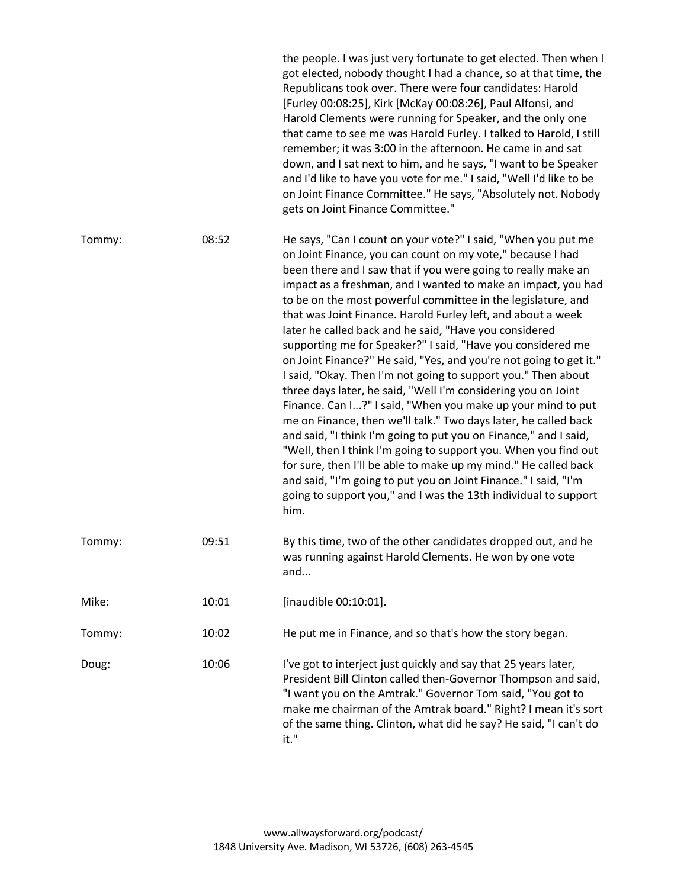the people. I was just very fortunate to get elected. Then when I got elected, nobody thought I had a chance, so at that time, the Republicans took over. There were four candidates: Harold [Furley 00:08:25], Kirk [McKay 00:08:26], Paul Alfonsi, and Harold Clements were running for Speaker, and the only one that came to see me was Harold Furley. I talked to Harold, I still remember; it was 3:00 in the afternoon. He came in and sat down, and I sat next to him, and he says, "I want to be Speaker and I'd like to have you vote for me." I said, "Well I'd like to be on Joint Finance Committee." He says, "Absolutely not. Nobody gets on Joint Finance Committee."

| | | |
|---|---|---|
| Tommy: | 08:52 | He says, "Can I count on your vote?" I said, "When you put me on Joint Finance, you can count on my vote," because I had been there and I saw that if you were going to really make an impact as a freshman, and I wanted to make an impact, you had to be on the most powerful committee in the legislature, and that was Joint Finance. Harold Furley left, and about a week later he called back and he said, "Have you considered supporting me for Speaker?" I said, "Have you considered me on Joint Finance?" He said, "Yes, and you're not going to get it." I said, "Okay. Then I'm not going to support you." Then about three days later, he said, "Well I'm considering you on Joint Finance. Can I...?" I said, "When you make up your mind to put me on Finance, then we'll talk." Two days later, he called back and said, "I think I'm going to put you on Finance," and I said, "Well, then I think I'm going to support you. When you find out for sure, then I'll be able to make up my mind." He called back and said, "I'm going to put you on Joint Finance." I said, "I'm going to support you," and I was the 13th individual to support him. |
| Tommy: | 09:51 | By this time, two of the other candidates dropped out, and he was running against Harold Clements. He won by one vote and... |
| Mike: | 10:01 | [inaudible 00:10:01]. |
| Tommy: | 10:02 | He put me in Finance, and so that's how the story began. |
| Doug: | 10:06 | I've got to interject just quickly and say that 25 years later, President Bill Clinton called then-Governor Thompson and said, "I want you on the Amtrak." Governor Tom said, "You got to make me chairman of the Amtrak board." Right? I mean it's sort of the same thing. Clinton, what did he say? He said, "I can't do it." |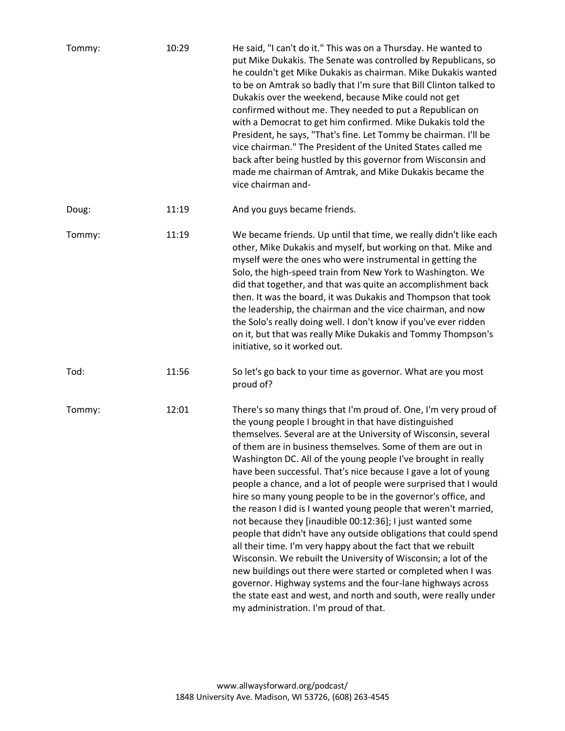| | | |
|---|---|---|
| Tommy: | 10:29 | He said, "I can't do it." This was on a Thursday. He wanted to put Mike Dukakis. The Senate was controlled by Republicans, so he couldn't get Mike Dukakis as chairman. Mike Dukakis wanted to be on Amtrak so badly that I'm sure that Bill Clinton talked to Dukakis over the weekend, because Mike could not get confirmed without me. They needed to put a Republican on with a Democrat to get him confirmed. Mike Dukakis told the President, he says, "That's fine. Let Tommy be chairman. I'll be vice chairman." The President of the United States called me back after being hustled by this governor from Wisconsin and made me chairman of Amtrak, and Mike Dukakis became the vice chairman and- |
| Doug: | 11:19 | And you guys became friends. |
| Tommy: | 11:19 | We became friends. Up until that time, we really didn't like each other, Mike Dukakis and myself, but working on that. Mike and myself were the ones who were instrumental in getting the Solo, the high-speed train from New York to Washington. We did that together, and that was quite an accomplishment back then. It was the board, it was Dukakis and Thompson that took the leadership, the chairman and the vice chairman, and now the Solo's really doing well. I don't know if you've ever ridden on it, but that was really Mike Dukakis and Tommy Thompson's initiative, so it worked out. |
| Tod: | 11:56 | So let's go back to your time as governor. What are you most proud of? |
| Tommy: | 12:01 | There's so many things that I'm proud of. One, I'm very proud of the young people I brought in that have distinguished themselves. Several are at the University of Wisconsin, several of them are in business themselves. Some of them are out in Washington DC. All of the young people I've brought in really have been successful. That's nice because I gave a lot of young people a chance, and a lot of people were surprised that I would hire so many young people to be in the governor's office, and the reason I did is I wanted young people that weren't married, not because they [inaudible 00:12:36]; I just wanted some people that didn't have any outside obligations that could spend all their time. I'm very happy about the fact that we rebuilt Wisconsin. We rebuilt the University of Wisconsin; a lot of the new buildings out there were started or completed when I was governor. Highway systems and the four-lane highways across the state east and west, and north and south, were really under my administration. I'm proud of that. |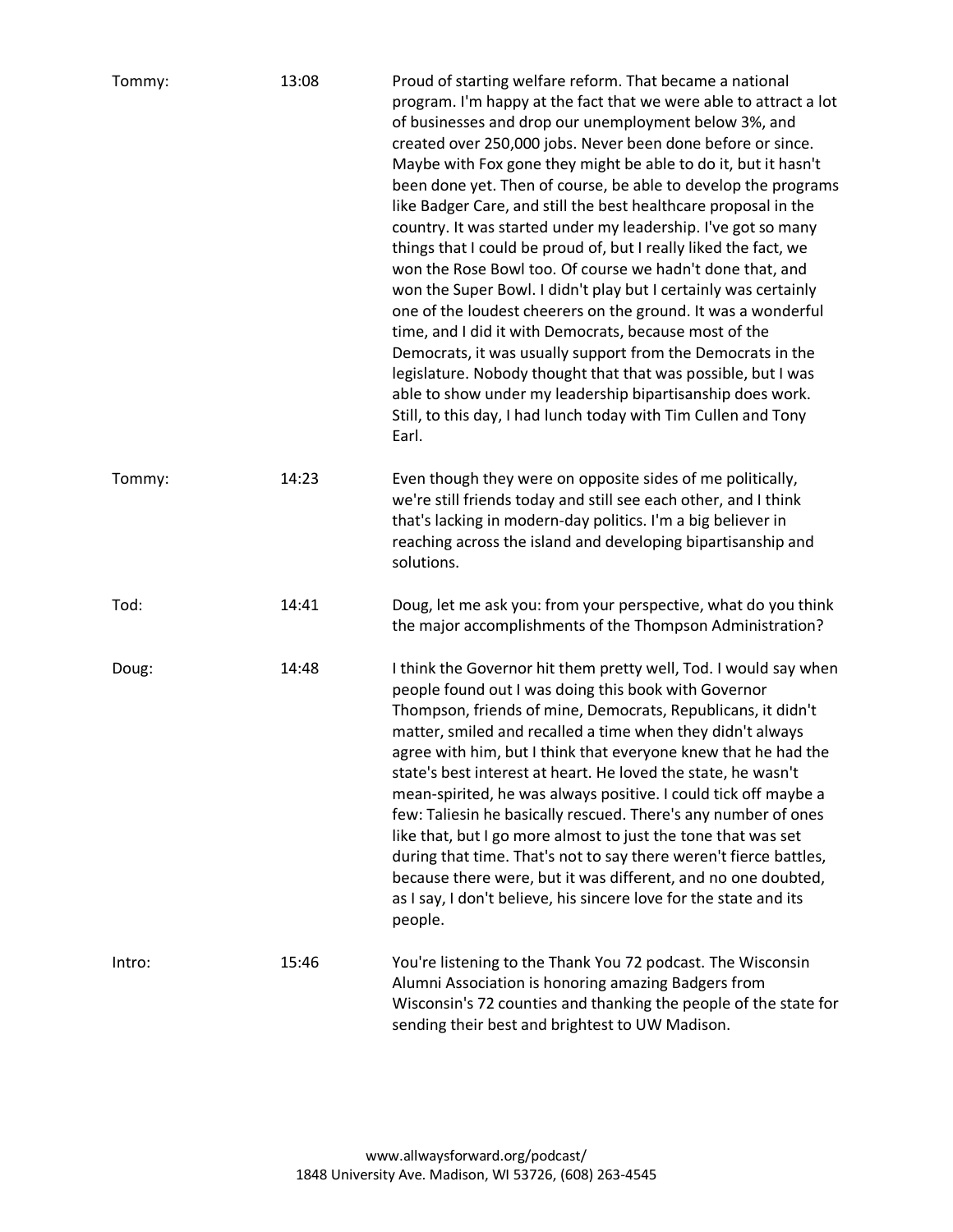| | | |
|---|---|---|
| Tommy: | 13:08 | Proud of starting welfare reform. That became a national program. I'm happy at the fact that we were able to attract a lot of businesses and drop our unemployment below 3%, and created over 250,000 jobs. Never been done before or since. Maybe with Fox gone they might be able to do it, but it hasn't been done yet. Then of course, be able to develop the programs like Badger Care, and still the best healthcare proposal in the country. It was started under my leadership. I've got so many things that I could be proud of, but I really liked the fact, we won the Rose Bowl too. Of course we hadn't done that, and won the Super Bowl. I didn't play but I certainly was certainly one of the loudest cheerers on the ground. It was a wonderful time, and I did it with Democrats, because most of the Democrats, it was usually support from the Democrats in the legislature. Nobody thought that that was possible, but I was able to show under my leadership bipartisanship does work. Still, to this day, I had lunch today with Tim Cullen and Tony Earl. |
| Tommy: | 14:23 | Even though they were on opposite sides of me politically, we're still friends today and still see each other, and I think that's lacking in modern-day politics. I'm a big believer in reaching across the island and developing bipartisanship and solutions. |
| Tod: | 14:41 | Doug, let me ask you: from your perspective, what do you think the major accomplishments of the Thompson Administration? |
| Doug: | 14:48 | I think the Governor hit them pretty well, Tod. I would say when people found out I was doing this book with Governor Thompson, friends of mine, Democrats, Republicans, it didn't matter, smiled and recalled a time when they didn't always agree with him, but I think that everyone knew that he had the state's best interest at heart. He loved the state, he wasn't mean-spirited, he was always positive. I could tick off maybe a few: Taliesin he basically rescued. There's any number of ones like that, but I go more almost to just the tone that was set during that time. That's not to say there weren't fierce battles, because there were, but it was different, and no one doubted, as I say, I don't believe, his sincere love for the state and its people. |
| Intro: | 15:46 | You're listening to the Thank You 72 podcast. The Wisconsin Alumni Association is honoring amazing Badgers from Wisconsin's 72 counties and thanking the people of the state for sending their best and brightest to UW Madison. |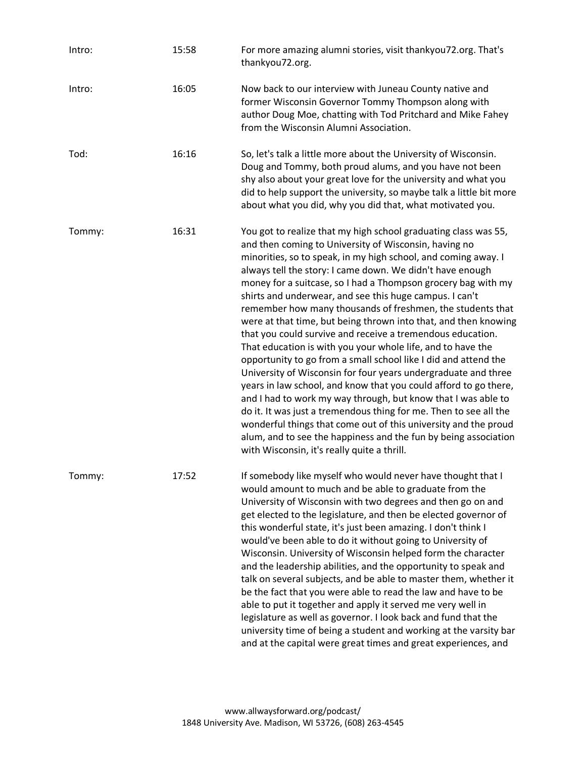Intro: 15:58 For more amazing alumni stories, visit thankyou72.org. That's thankyou72.org.

Intro: 16:05 Now back to our interview with Juneau County native and former Wisconsin Governor Tommy Thompson along with author Doug Moe, chatting with Tod Pritchard and Mike Fahey from the Wisconsin Alumni Association.

Tod: 16:16 So, let's talk a little more about the University of Wisconsin. Doug and Tommy, both proud alums, and you have not been shy also about your great love for the university and what you did to help support the university, so maybe talk a little bit more about what you did, why you did that, what motivated you.

Tommy: 16:31 You got to realize that my high school graduating class was 55, and then coming to University of Wisconsin, having no minorities, so to speak, in my high school, and coming away. I always tell the story: I came down. We didn't have enough money for a suitcase, so I had a Thompson grocery bag with my shirts and underwear, and see this huge campus. I can't remember how many thousands of freshmen, the students that were at that time, but being thrown into that, and then knowing that you could survive and receive a tremendous education. That education is with you your whole life, and to have the opportunity to go from a small school like I did and attend the University of Wisconsin for four years undergraduate and three years in law school, and know that you could afford to go there, and I had to work my way through, but know that I was able to do it. It was just a tremendous thing for me. Then to see all the wonderful things that come out of this university and the proud alum, and to see the happiness and the fun by being association with Wisconsin, it's really quite a thrill.

Tommy: 17:52 If somebody like myself who would never have thought that I would amount to much and be able to graduate from the University of Wisconsin with two degrees and then go on and get elected to the legislature, and then be elected governor of this wonderful state, it's just been amazing. I don't think I would've been able to do it without going to University of Wisconsin. University of Wisconsin helped form the character and the leadership abilities, and the opportunity to speak and talk on several subjects, and be able to master them, whether it be the fact that you were able to read the law and have to be able to put it together and apply it served me very well in legislature as well as governor. I look back and fund that the university time of being a student and working at the varsity bar and at the capital were great times and great experiences, and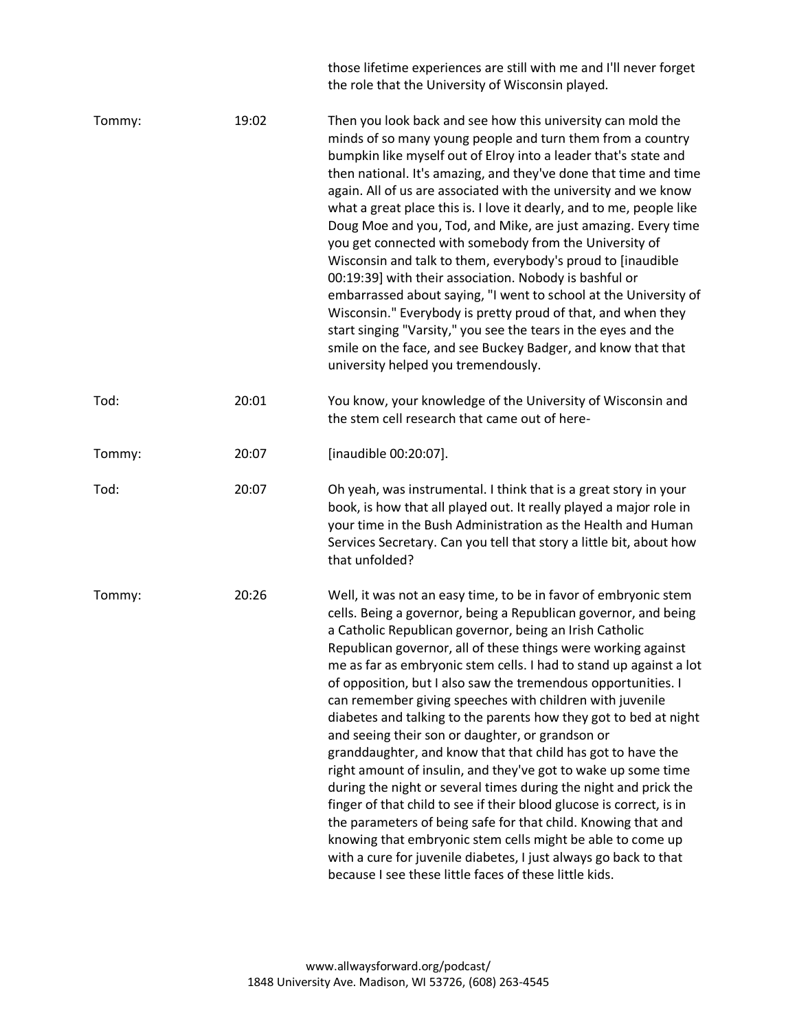those lifetime experiences are still with me and I'll never forget the role that the University of Wisconsin played.

| | | |
|---|---|---|
| Tommy: | 19:02 | Then you look back and see how this university can mold the minds of so many young people and turn them from a country bumpkin like myself out of Elroy into a leader that's state and then national. It's amazing, and they've done that time and time again. All of us are associated with the university and we know what a great place this is. I love it dearly, and to me, people like Doug Moe and you, Tod, and Mike, are just amazing. Every time you get connected with somebody from the University of Wisconsin and talk to them, everybody's proud to [inaudible 00:19:39] with their association. Nobody is bashful or embarrassed about saying, "I went to school at the University of Wisconsin." Everybody is pretty proud of that, and when they start singing "Varsity," you see the tears in the eyes and the smile on the face, and see Buckey Badger, and know that that university helped you tremendously. |
| Tod: | 20:01 | You know, your knowledge of the University of Wisconsin and the stem cell research that came out of here- |
| Tommy: | 20:07 | [inaudible 00:20:07]. |
| Tod: | 20:07 | Oh yeah, was instrumental. I think that is a great story in your book, is how that all played out. It really played a major role in your time in the Bush Administration as the Health and Human Services Secretary. Can you tell that story a little bit, about how that unfolded? |
| Tommy: | 20:26 | Well, it was not an easy time, to be in favor of embryonic stem cells. Being a governor, being a Republican governor, and being a Catholic Republican governor, being an Irish Catholic Republican governor, all of these things were working against me as far as embryonic stem cells. I had to stand up against a lot of opposition, but I also saw the tremendous opportunities. I can remember giving speeches with children with juvenile diabetes and talking to the parents how they got to bed at night and seeing their son or daughter, or grandson or granddaughter, and know that that child has got to have the right amount of insulin, and they've got to wake up some time during the night or several times during the night and prick the finger of that child to see if their blood glucose is correct, is in the parameters of being safe for that child. Knowing that and knowing that embryonic stem cells might be able to come up with a cure for juvenile diabetes, I just always go back to that because I see these little faces of these little kids. |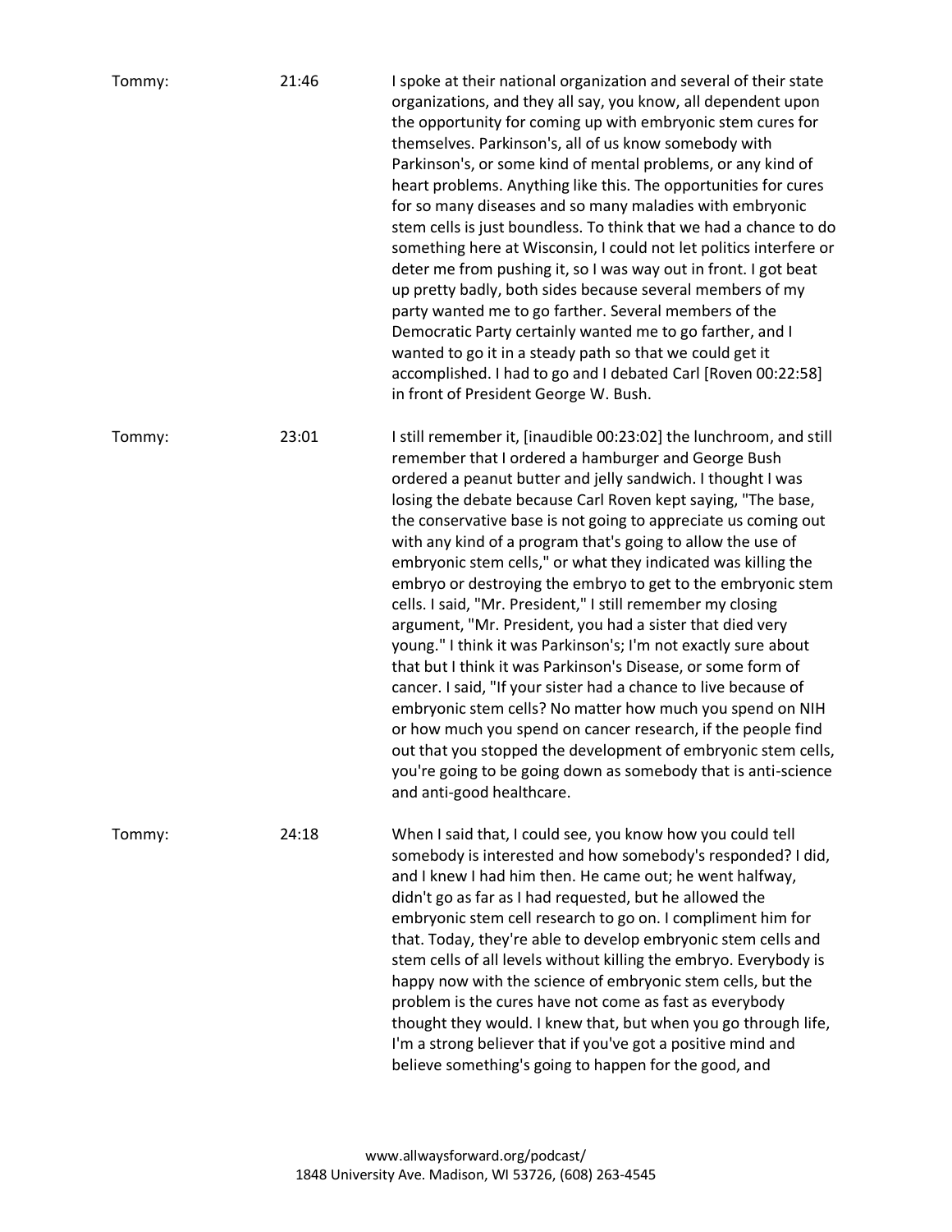| | | |
|---|---|---|
| Tommy: | 21:46 | I spoke at their national organization and several of their state organizations, and they all say, you know, all dependent upon the opportunity for coming up with embryonic stem cures for themselves. Parkinson's, all of us know somebody with Parkinson's, or some kind of mental problems, or any kind of heart problems. Anything like this. The opportunities for cures for so many diseases and so many maladies with embryonic stem cells is just boundless. To think that we had a chance to do something here at Wisconsin, I could not let politics interfere or deter me from pushing it, so I was way out in front. I got beat up pretty badly, both sides because several members of my party wanted me to go farther. Several members of the Democratic Party certainly wanted me to go farther, and I wanted to go it in a steady path so that we could get it accomplished. I had to go and I debated Carl [Roven 00:22:58] in front of President George W. Bush. |
| Tommy: | 23:01 | I still remember it, [inaudible 00:23:02] the lunchroom, and still remember that I ordered a hamburger and George Bush ordered a peanut butter and jelly sandwich. I thought I was losing the debate because Carl Roven kept saying, "The base, the conservative base is not going to appreciate us coming out with any kind of a program that's going to allow the use of embryonic stem cells," or what they indicated was killing the embryo or destroying the embryo to get to the embryonic stem cells. I said, "Mr. President," I still remember my closing argument, "Mr. President, you had a sister that died very young." I think it was Parkinson's; I'm not exactly sure about that but I think it was Parkinson's Disease, or some form of cancer. I said, "If your sister had a chance to live because of embryonic stem cells? No matter how much you spend on NIH or how much you spend on cancer research, if the people find out that you stopped the development of embryonic stem cells, you're going to be going down as somebody that is anti-science and anti-good healthcare. |
| Tommy: | 24:18 | When I said that, I could see, you know how you could tell somebody is interested and how somebody's responded? I did, and I knew I had him then. He came out; he went halfway, didn't go as far as I had requested, but he allowed the embryonic stem cell research to go on. I compliment him for that. Today, they're able to develop embryonic stem cells and stem cells of all levels without killing the embryo. Everybody is happy now with the science of embryonic stem cells, but the problem is the cures have not come as fast as everybody thought they would. I knew that, but when you go through life, I'm a strong believer that if you've got a positive mind and believe something's going to happen for the good, and |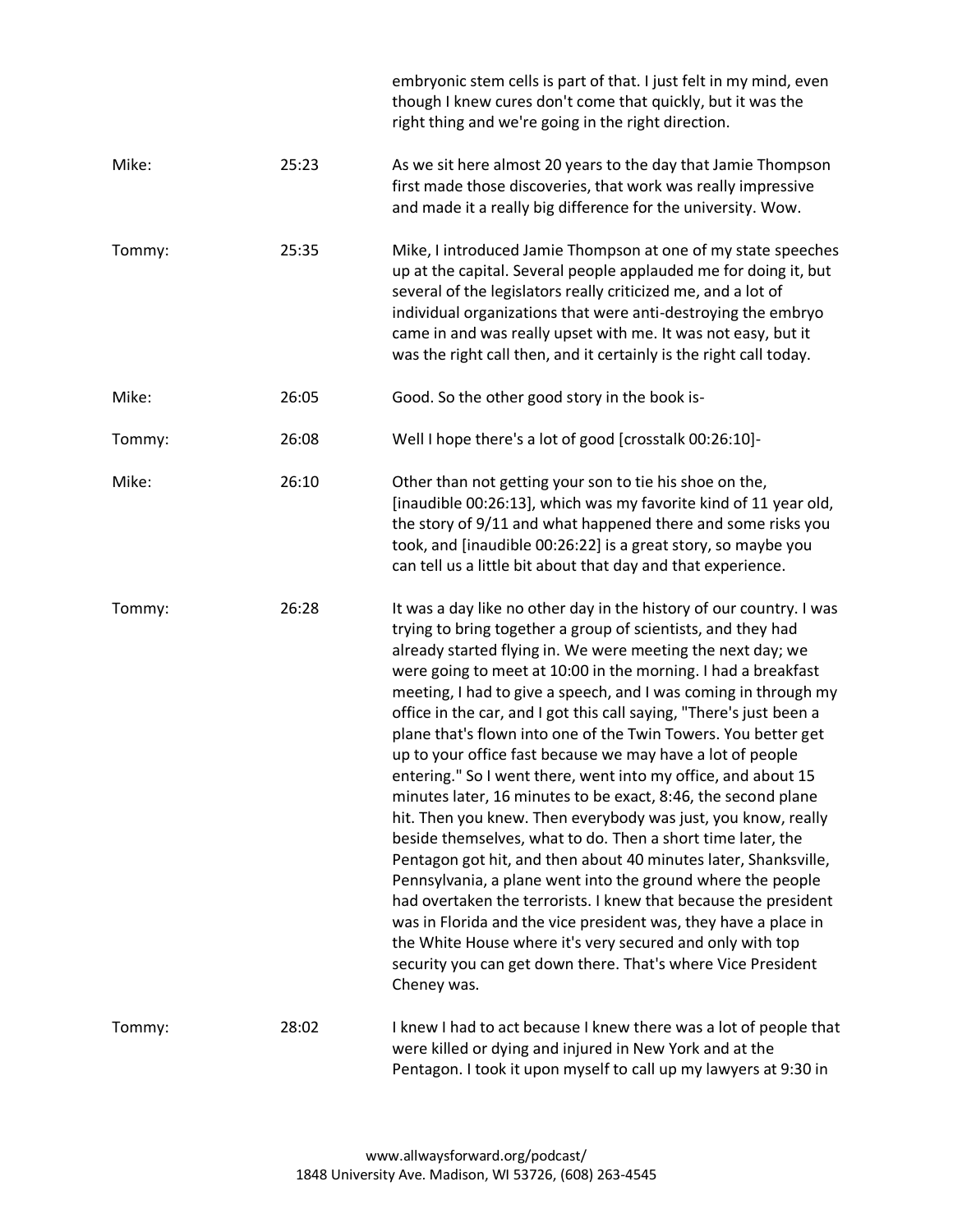| | | |
|---|---|---|
| | | embryonic stem cells is part of that. I just felt in my mind, even though I knew cures don't come that quickly, but it was the right thing and we're going in the right direction. |
| Mike: | 25:23 | As we sit here almost 20 years to the day that Jamie Thompson first made those discoveries, that work was really impressive and made it a really big difference for the university. Wow. |
| Tommy: | 25:35 | Mike, I introduced Jamie Thompson at one of my state speeches up at the capital. Several people applauded me for doing it, but several of the legislators really criticized me, and a lot of individual organizations that were anti-destroying the embryo came in and was really upset with me. It was not easy, but it was the right call then, and it certainly is the right call today. |
| Mike: | 26:05 | Good. So the other good story in the book is- |
| Tommy: | 26:08 | Well I hope there's a lot of good [crosstalk 00:26:10]- |
| Mike: | 26:10 | Other than not getting your son to tie his shoe on the, [inaudible 00:26:13], which was my favorite kind of 11 year old, the story of 9/11 and what happened there and some risks you took, and [inaudible 00:26:22] is a great story, so maybe you can tell us a little bit about that day and that experience. |
| Tommy: | 26:28 | It was a day like no other day in the history of our country. I was trying to bring together a group of scientists, and they had already started flying in. We were meeting the next day; we were going to meet at 10:00 in the morning. I had a breakfast meeting, I had to give a speech, and I was coming in through my office in the car, and I got this call saying, "There's just been a plane that's flown into one of the Twin Towers. You better get up to your office fast because we may have a lot of people entering." So I went there, went into my office, and about 15 minutes later, 16 minutes to be exact, 8:46, the second plane hit. Then you knew. Then everybody was just, you know, really beside themselves, what to do. Then a short time later, the Pentagon got hit, and then about 40 minutes later, Shanksville, Pennsylvania, a plane went into the ground where the people had overtaken the terrorists. I knew that because the president was in Florida and the vice president was, they have a place in the White House where it's very secured and only with top security you can get down there. That's where Vice President Cheney was. |
| Tommy: | 28:02 | I knew I had to act because I knew there was a lot of people that were killed or dying and injured in New York and at the Pentagon. I took it upon myself to call up my lawyers at 9:30 in |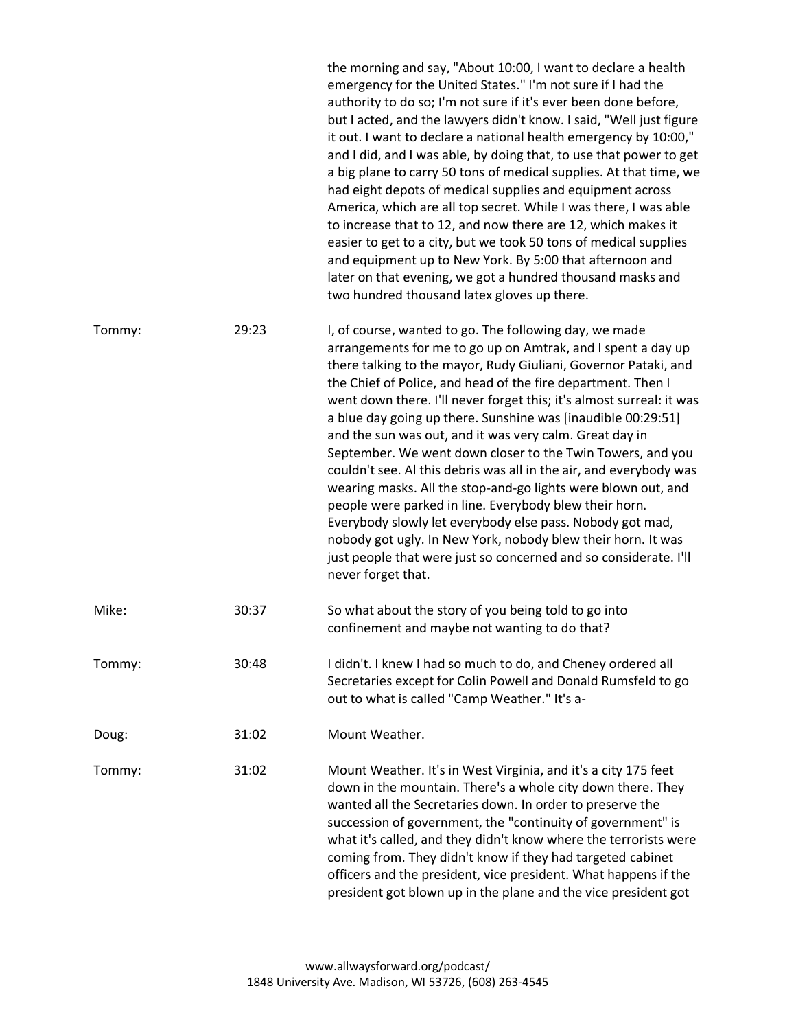the morning and say, "About 10:00, I want to declare a health emergency for the United States." I'm not sure if I had the authority to do so; I'm not sure if it's ever been done before, but I acted, and the lawyers didn't know. I said, "Well just figure it out. I want to declare a national health emergency by 10:00," and I did, and I was able, by doing that, to use that power to get a big plane to carry 50 tons of medical supplies. At that time, we had eight depots of medical supplies and equipment across America, which are all top secret. While I was there, I was able to increase that to 12, and now there are 12, which makes it easier to get to a city, but we took 50 tons of medical supplies and equipment up to New York. By 5:00 that afternoon and later on that evening, we got a hundred thousand masks and two hundred thousand latex gloves up there.

| | | |
|---|---|---|
| Tommy: | 29:23 | I, of course, wanted to go. The following day, we made arrangements for me to go up on Amtrak, and I spent a day up there talking to the mayor, Rudy Giuliani, Governor Pataki, and the Chief of Police, and head of the fire department. Then I went down there. I'll never forget this; it's almost surreal: it was a blue day going up there. Sunshine was [inaudible 00:29:51] and the sun was out, and it was very calm. Great day in September. We went down closer to the Twin Towers, and you couldn't see. Al this debris was all in the air, and everybody was wearing masks. All the stop-and-go lights were blown out, and people were parked in line. Everybody blew their horn. Everybody slowly let everybody else pass. Nobody got mad, nobody got ugly. In New York, nobody blew their horn. It was just people that were just so concerned and so considerate. I'll never forget that. |
| Mike: | 30:37 | So what about the story of you being told to go into confinement and maybe not wanting to do that? |
| Tommy: | 30:48 | I didn't. I knew I had so much to do, and Cheney ordered all Secretaries except for Colin Powell and Donald Rumsfeld to go out to what is called "Camp Weather." It's a- |
| Doug: | 31:02 | Mount Weather. |
| Tommy: | 31:02 | Mount Weather. It's in West Virginia, and it's a city 175 feet down in the mountain. There's a whole city down there. They wanted all the Secretaries down. In order to preserve the succession of government, the "continuity of government" is what it's called, and they didn't know where the terrorists were coming from. They didn't know if they had targeted cabinet officers and the president, vice president. What happens if the president got blown up in the plane and the vice president got |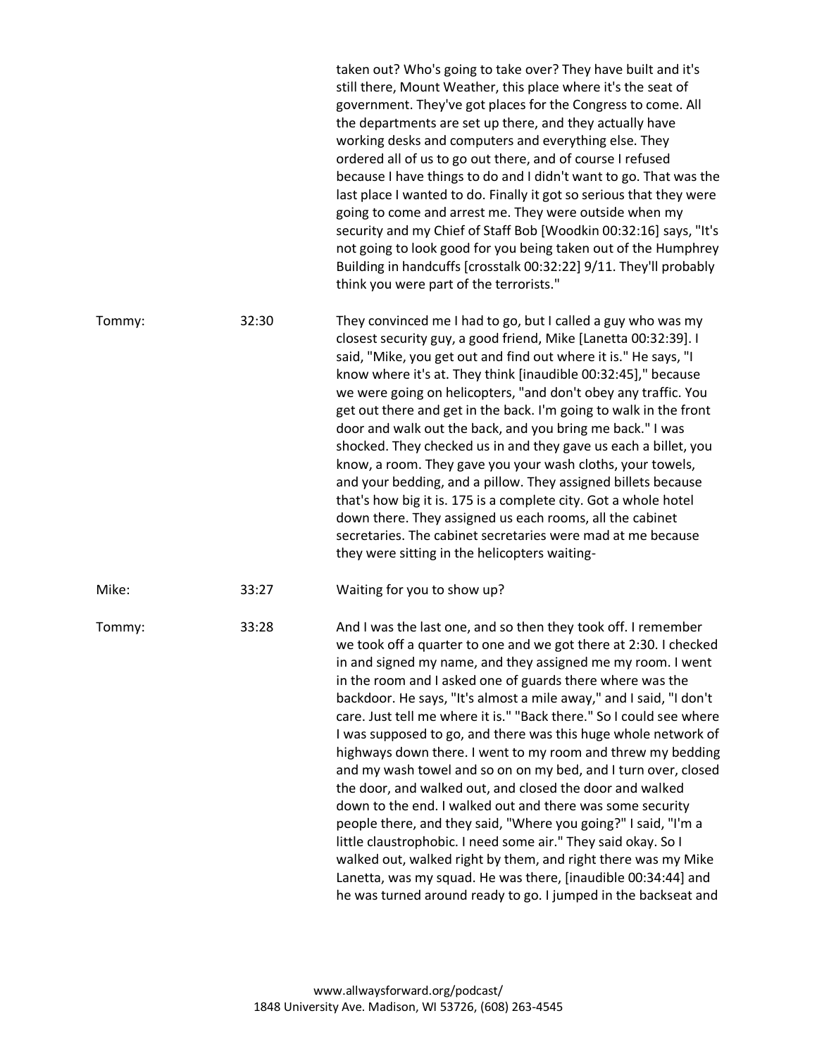taken out? Who's going to take over? They have built and it's still there, Mount Weather, this place where it's the seat of government. They've got places for the Congress to come. All the departments are set up there, and they actually have working desks and computers and everything else. They ordered all of us to go out there, and of course I refused because I have things to do and I didn't want to go. That was the last place I wanted to do. Finally it got so serious that they were going to come and arrest me. They were outside when my security and my Chief of Staff Bob [Woodkin 00:32:16] says, "It's not going to look good for you being taken out of the Humphrey Building in handcuffs [crosstalk 00:32:22] 9/11. They'll probably think you were part of the terrorists."

| | | |
|---|---|---|
| Tommy: | 32:30 | They convinced me I had to go, but I called a guy who was my closest security guy, a good friend, Mike [Lanetta 00:32:39]. I said, "Mike, you get out and find out where it is." He says, "I know where it's at. They think [inaudible 00:32:45]," because we were going on helicopters, "and don't obey any traffic. You get out there and get in the back. I'm going to walk in the front door and walk out the back, and you bring me back." I was shocked. They checked us in and they gave us each a billet, you know, a room. They gave you your wash cloths, your towels, and your bedding, and a pillow. They assigned billets because that's how big it is. 175 is a complete city. Got a whole hotel down there. They assigned us each rooms, all the cabinet secretaries. The cabinet secretaries were mad at me because they were sitting in the helicopters waiting- |
| Mike: | 33:27 | Waiting for you to show up? |
| Tommy: | 33:28 | And I was the last one, and so then they took off. I remember we took off a quarter to one and we got there at 2:30. I checked in and signed my name, and they assigned me my room. I went in the room and I asked one of guards there where was the backdoor. He says, "It's almost a mile away," and I said, "I don't care. Just tell me where it is." "Back there." So I could see where I was supposed to go, and there was this huge whole network of highways down there. I went to my room and threw my bedding and my wash towel and so on on my bed, and I turn over, closed the door, and walked out, and closed the door and walked down to the end. I walked out and there was some security people there, and they said, "Where you going?" I said, "I'm a little claustrophobic. I need some air." They said okay. So I walked out, walked right by them, and right there was my Mike Lanetta, was my squad. He was there, [inaudible 00:34:44] and he was turned around ready to go. I jumped in the backseat and |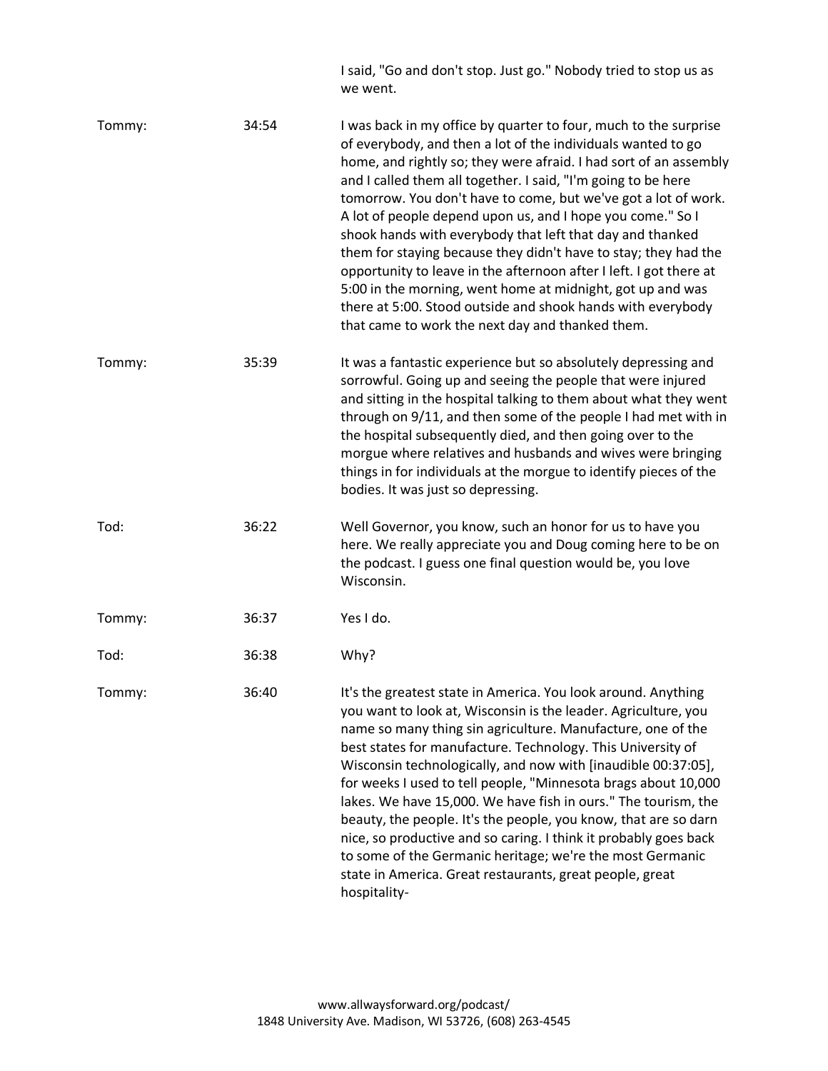I said, "Go and don't stop. Just go." Nobody tried to stop us as we went.

Tommy: 34:54 I was back in my office by quarter to four, much to the surprise of everybody, and then a lot of the individuals wanted to go home, and rightly so; they were afraid. I had sort of an assembly and I called them all together. I said, "I'm going to be here tomorrow. You don't have to come, but we've got a lot of work. A lot of people depend upon us, and I hope you come." So I shook hands with everybody that left that day and thanked them for staying because they didn't have to stay; they had the opportunity to leave in the afternoon after I left. I got there at 5:00 in the morning, went home at midnight, got up and was there at 5:00. Stood outside and shook hands with everybody that came to work the next day and thanked them.

Tommy: 35:39 It was a fantastic experience but so absolutely depressing and sorrowful. Going up and seeing the people that were injured and sitting in the hospital talking to them about what they went through on 9/11, and then some of the people I had met with in the hospital subsequently died, and then going over to the morgue where relatives and husbands and wives were bringing things in for individuals at the morgue to identify pieces of the bodies. It was just so depressing.

Tod: 36:22 Well Governor, you know, such an honor for us to have you here. We really appreciate you and Doug coming here to be on the podcast. I guess one final question would be, you love Wisconsin.

Tommy: 36:37 Yes I do.

Tod: 36:38 Why?

Tommy: 36:40 It's the greatest state in America. You look around. Anything you want to look at, Wisconsin is the leader. Agriculture, you name so many thing sin agriculture. Manufacture, one of the best states for manufacture. Technology. This University of Wisconsin technologically, and now with [inaudible 00:37:05], for weeks I used to tell people, "Minnesota brags about 10,000 lakes. We have 15,000. We have fish in ours." The tourism, the beauty, the people. It's the people, you know, that are so darn nice, so productive and so caring. I think it probably goes back to some of the Germanic heritage; we're the most Germanic state in America. Great restaurants, great people, great hospitality-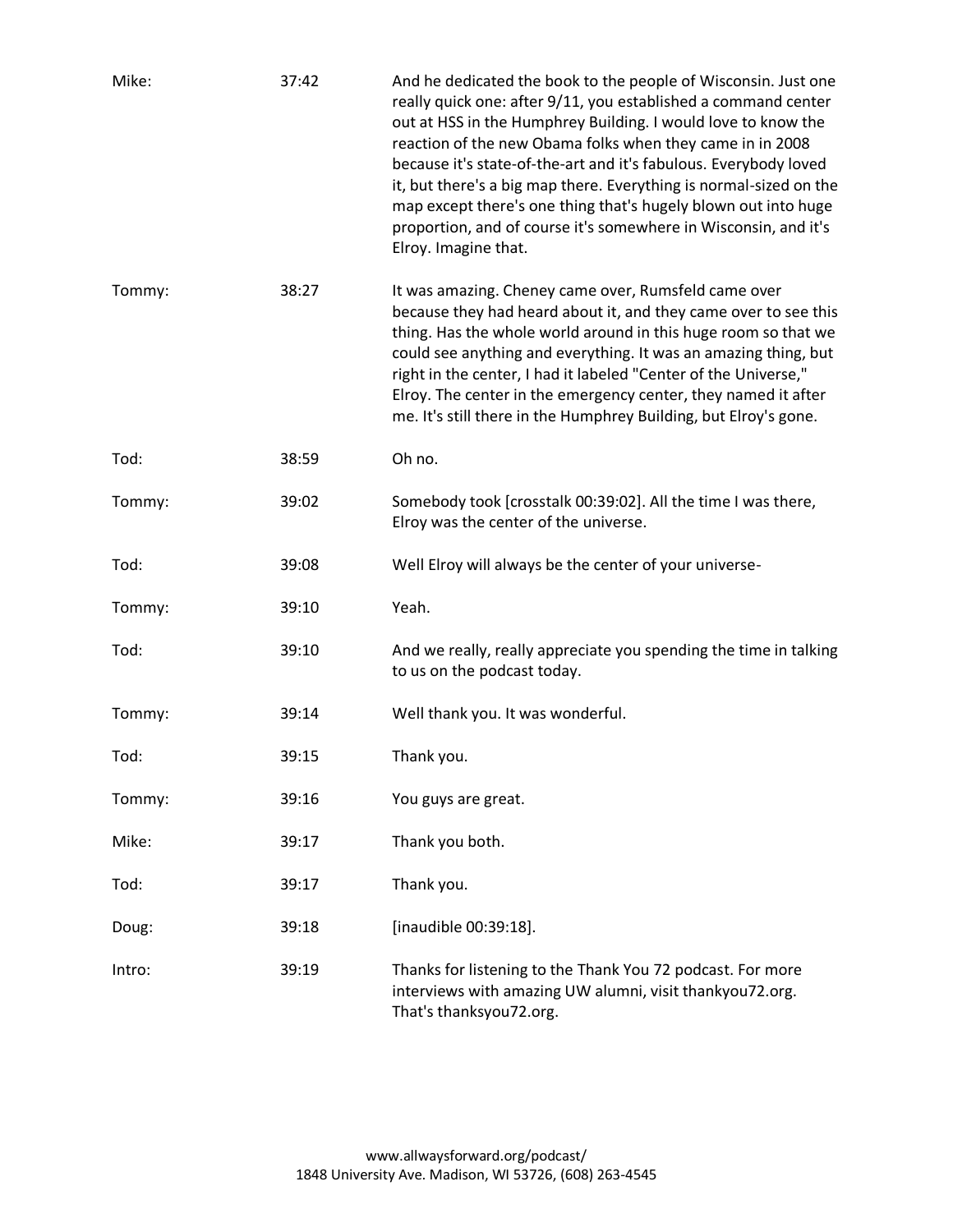| | | |
|---|---|---|
| Mike: | 37:42 | And he dedicated the book to the people of Wisconsin. Just one really quick one: after 9/11, you established a command center out at HSS in the Humphrey Building. I would love to know the reaction of the new Obama folks when they came in in 2008 because it's state-of-the-art and it's fabulous. Everybody loved it, but there's a big map there. Everything is normal-sized on the map except there's one thing that's hugely blown out into huge proportion, and of course it's somewhere in Wisconsin, and it's Elroy. Imagine that. |
| Tommy: | 38:27 | It was amazing. Cheney came over, Rumsfeld came over because they had heard about it, and they came over to see this thing. Has the whole world around in this huge room so that we could see anything and everything. It was an amazing thing, but right in the center, I had it labeled "Center of the Universe," Elroy. The center in the emergency center, they named it after me. It's still there in the Humphrey Building, but Elroy's gone. |
| Tod: | 38:59 | Oh no. |
| Tommy: | 39:02 | Somebody took [crosstalk 00:39:02]. All the time I was there, Elroy was the center of the universe. |
| Tod: | 39:08 | Well Elroy will always be the center of your universe- |
| Tommy: | 39:10 | Yeah. |
| Tod: | 39:10 | And we really, really appreciate you spending the time in talking to us on the podcast today. |
| Tommy: | 39:14 | Well thank you. It was wonderful. |
| Tod: | 39:15 | Thank you. |
| Tommy: | 39:16 | You guys are great. |
| Mike: | 39:17 | Thank you both. |
| Tod: | 39:17 | Thank you. |
| Doug: | 39:18 | [inaudible 00:39:18]. |
| Intro: | 39:19 | Thanks for listening to the Thank You 72 podcast. For more interviews with amazing UW alumni, visit thankyou72.org. That's thanksyou72.org. |

www.allwaysforward.org/podcast/
1848 University Ave. Madison, WI 53726, (608) 263-4545